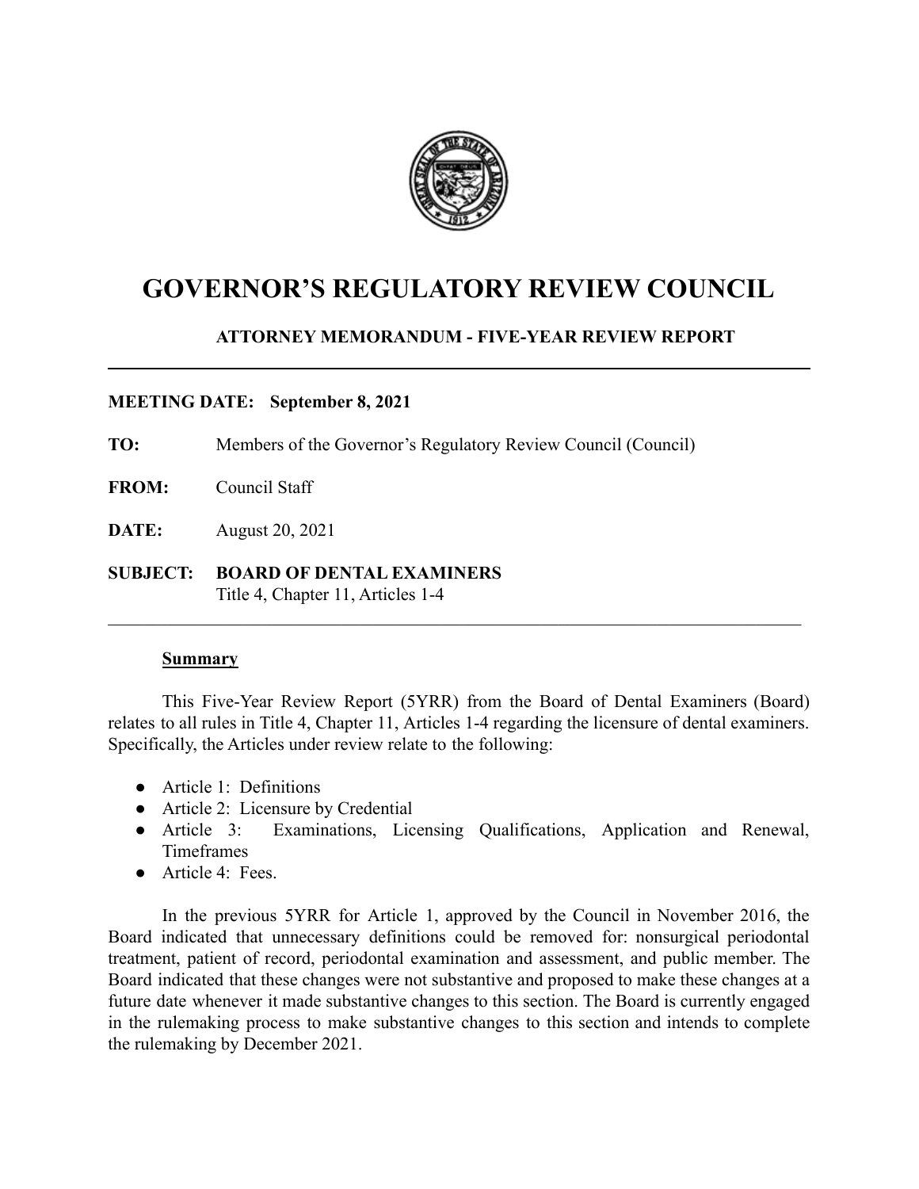# GOVERNOR'S REGULATORY REVIEW COUNCIL

**ATTORNEY MEMORANDUM - FIVE-YEAR REVIEW REPORT**

---

**MEETING DATE: September 8, 2021**

**TO:** Members of the Governor's Regulatory Review Council (Council)

**FROM:** Council Staff

**DATE:** August 20, 2021

**SUBJECT: BOARD OF DENTAL EXAMINERS**
Title 4, Chapter 11, Articles 1-4

---

**Summary**

This Five-Year Review Report (5YRR) from the Board of Dental Examiners (Board) relates to all rules in Title 4, Chapter 11, Articles 1-4 regarding the licensure of dental examiners. Specifically, the Articles under review relate to the following:

- Article 1: Definitions
- Article 2: Licensure by Credential
- Article 3: Examinations, Licensing Qualifications, Application and Renewal, Timeframes
- Article 4: Fees.

In the previous 5YRR for Article 1, approved by the Council in November 2016, the Board indicated that unnecessary definitions could be removed for: nonsurgical periodontal treatment, patient of record, periodontal examination and assessment, and public member. The Board indicated that these changes were not substantive and proposed to make these changes at a future date whenever it made substantive changes to this section. The Board is currently engaged in the rulemaking process to make substantive changes to this section and intends to complete the rulemaking by December 2021.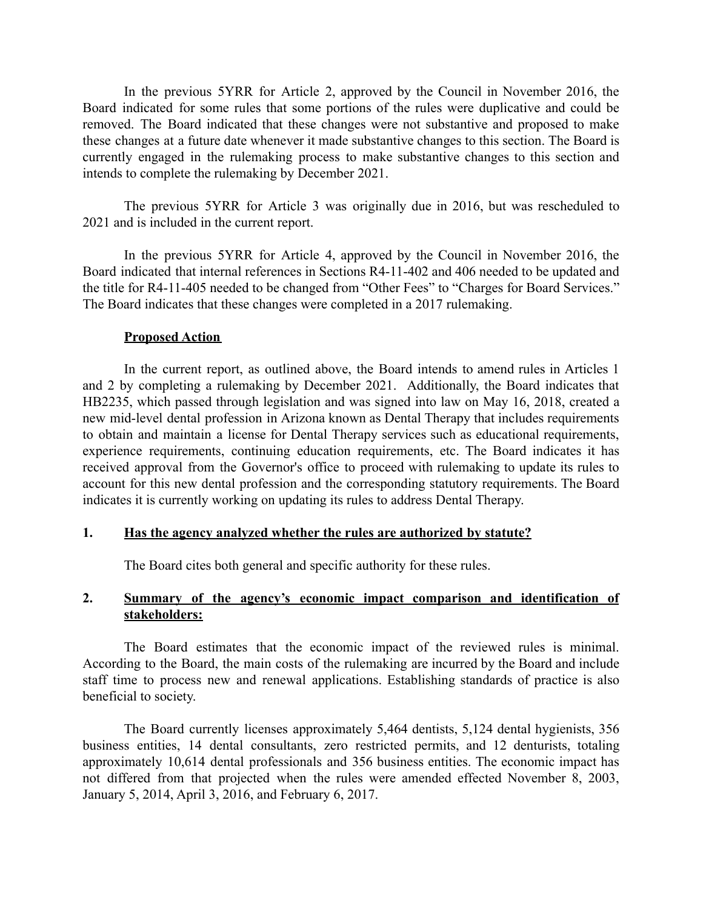In the previous 5YRR for Article 2, approved by the Council in November 2016, the Board indicated for some rules that some portions of the rules were duplicative and could be removed. The Board indicated that these changes were not substantive and proposed to make these changes at a future date whenever it made substantive changes to this section. The Board is currently engaged in the rulemaking process to make substantive changes to this section and intends to complete the rulemaking by December 2021.

The previous 5YRR for Article 3 was originally due in 2016, but was rescheduled to 2021 and is included in the current report.

In the previous 5YRR for Article 4, approved by the Council in November 2016, the Board indicated that internal references in Sections R4-11-402 and 406 needed to be updated and the title for R4-11-405 needed to be changed from "Other Fees" to "Charges for Board Services." The Board indicates that these changes were completed in a 2017 rulemaking.

**Proposed Action**

In the current report, as outlined above, the Board intends to amend rules in Articles 1 and 2 by completing a rulemaking by December 2021. Additionally, the Board indicates that HB2235, which passed through legislation and was signed into law on May 16, 2018, created a new mid-level dental profession in Arizona known as Dental Therapy that includes requirements to obtain and maintain a license for Dental Therapy services such as educational requirements, experience requirements, continuing education requirements, etc. The Board indicates it has received approval from the Governor's office to proceed with rulemaking to update its rules to account for this new dental profession and the corresponding statutory requirements. The Board indicates it is currently working on updating its rules to address Dental Therapy.

**1. Has the agency analyzed whether the rules are authorized by statute?**

The Board cites both general and specific authority for these rules.

**2. Summary of the agency's economic impact comparison and identification of stakeholders:**

The Board estimates that the economic impact of the reviewed rules is minimal. According to the Board, the main costs of the rulemaking are incurred by the Board and include staff time to process new and renewal applications. Establishing standards of practice is also beneficial to society.

The Board currently licenses approximately 5,464 dentists, 5,124 dental hygienists, 356 business entities, 14 dental consultants, zero restricted permits, and 12 denturists, totaling approximately 10,614 dental professionals and 356 business entities. The economic impact has not differed from that projected when the rules were amended effected November 8, 2003, January 5, 2014, April 3, 2016, and February 6, 2017.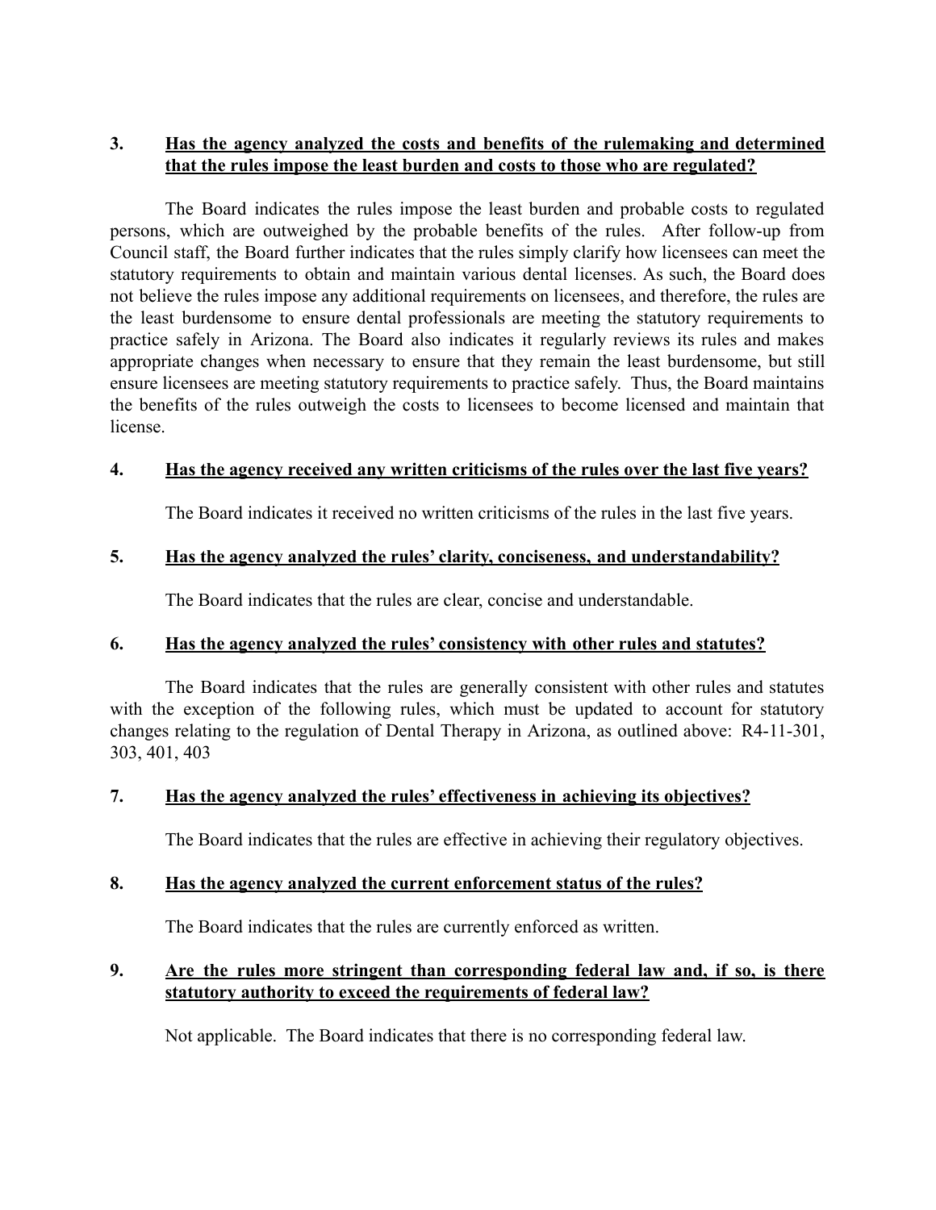3. **Has the agency analyzed the costs and benefits of the rulemaking and determined that the rules impose the least burden and costs to those who are regulated?**

The Board indicates the rules impose the least burden and probable costs to regulated persons, which are outweighed by the probable benefits of the rules. After follow-up from Council staff, the Board further indicates that the rules simply clarify how licensees can meet the statutory requirements to obtain and maintain various dental licenses. As such, the Board does not believe the rules impose any additional requirements on licensees, and therefore, the rules are the least burdensome to ensure dental professionals are meeting the statutory requirements to practice safely in Arizona. The Board also indicates it regularly reviews its rules and makes appropriate changes when necessary to ensure that they remain the least burdensome, but still ensure licensees are meeting statutory requirements to practice safely. Thus, the Board maintains the benefits of the rules outweigh the costs to licensees to become licensed and maintain that license.

4. **Has the agency received any written criticisms of the rules over the last five years?**

The Board indicates it received no written criticisms of the rules in the last five years.

5. **Has the agency analyzed the rules' clarity, conciseness, and understandability?**

The Board indicates that the rules are clear, concise and understandable.

6. **Has the agency analyzed the rules' consistency with other rules and statutes?**

The Board indicates that the rules are generally consistent with other rules and statutes with the exception of the following rules, which must be updated to account for statutory changes relating to the regulation of Dental Therapy in Arizona, as outlined above: R4-11-301, 303, 401, 403

7. **Has the agency analyzed the rules' effectiveness in achieving its objectives?**

The Board indicates that the rules are effective in achieving their regulatory objectives.

8. **Has the agency analyzed the current enforcement status of the rules?**

The Board indicates that the rules are currently enforced as written.

9. **Are the rules more stringent than corresponding federal law and, if so, is there statutory authority to exceed the requirements of federal law?**

Not applicable. The Board indicates that there is no corresponding federal law.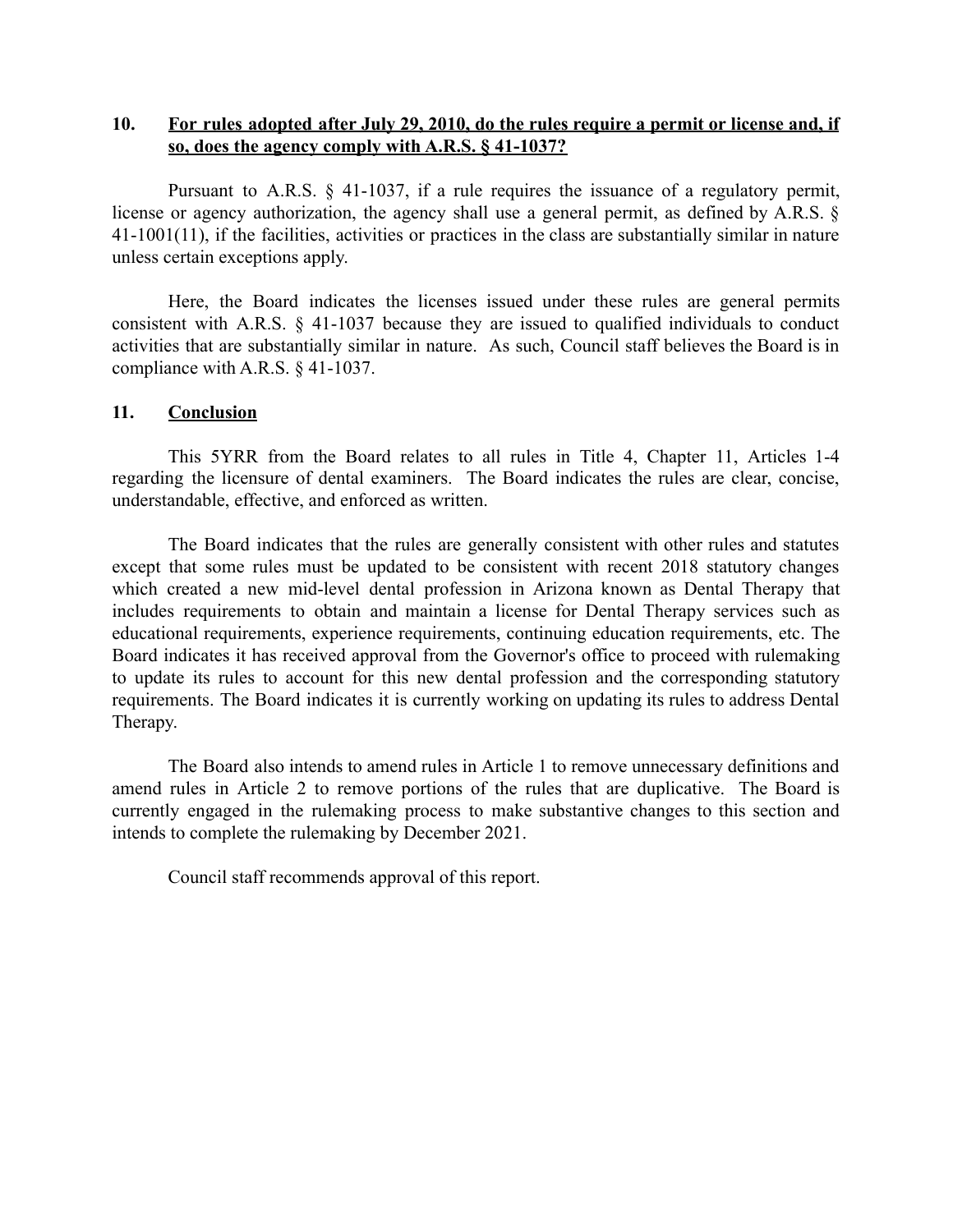## 10. For rules adopted after July 29, 2010, do the rules require a permit or license and, if so, does the agency comply with A.R.S. § 41-1037?

Pursuant to A.R.S. § 41-1037, if a rule requires the issuance of a regulatory permit, license or agency authorization, the agency shall use a general permit, as defined by A.R.S. § 41-1001(11), if the facilities, activities or practices in the class are substantially similar in nature unless certain exceptions apply.

Here, the Board indicates the licenses issued under these rules are general permits consistent with A.R.S. § 41-1037 because they are issued to qualified individuals to conduct activities that are substantially similar in nature. As such, Council staff believes the Board is in compliance with A.R.S. § 41-1037.

## 11. Conclusion

This 5YRR from the Board relates to all rules in Title 4, Chapter 11, Articles 1-4 regarding the licensure of dental examiners. The Board indicates the rules are clear, concise, understandable, effective, and enforced as written.

The Board indicates that the rules are generally consistent with other rules and statutes except that some rules must be updated to be consistent with recent 2018 statutory changes which created a new mid-level dental profession in Arizona known as Dental Therapy that includes requirements to obtain and maintain a license for Dental Therapy services such as educational requirements, experience requirements, continuing education requirements, etc. The Board indicates it has received approval from the Governor's office to proceed with rulemaking to update its rules to account for this new dental profession and the corresponding statutory requirements. The Board indicates it is currently working on updating its rules to address Dental Therapy.

The Board also intends to amend rules in Article 1 to remove unnecessary definitions and amend rules in Article 2 to remove portions of the rules that are duplicative. The Board is currently engaged in the rulemaking process to make substantive changes to this section and intends to complete the rulemaking by December 2021.

Council staff recommends approval of this report.